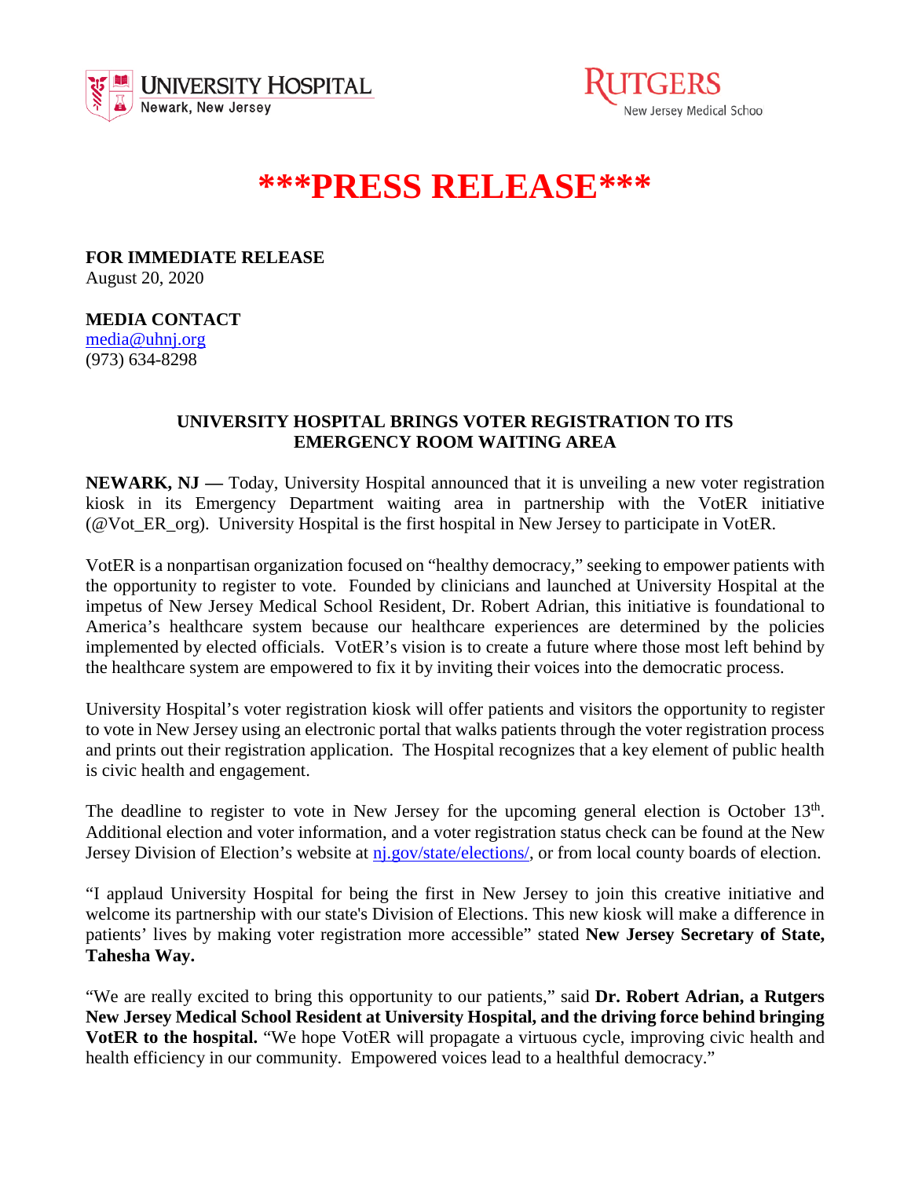UNIVERSITY HOSPITAL
Newark, New Jersey

RUTGERS
New Jersey Medical School

# ***PRESS RELEASE***

**FOR IMMEDIATE RELEASE**
August 20, 2020

**MEDIA CONTACT**
media@uhnj.org
(973) 634-8298

**UNIVERSITY HOSPITAL BRINGS VOTER REGISTRATION TO ITS EMERGENCY ROOM WAITING AREA**

**NEWARK, NJ —** Today, University Hospital announced that it is unveiling a new voter registration kiosk in its Emergency Department waiting area in partnership with the VotER initiative (@Vot_ER_org). University Hospital is the first hospital in New Jersey to participate in VotER.

VotER is a nonpartisan organization focused on "healthy democracy," seeking to empower patients with the opportunity to register to vote. Founded by clinicians and launched at University Hospital at the impetus of New Jersey Medical School Resident, Dr. Robert Adrian, this initiative is foundational to America's healthcare system because our healthcare experiences are determined by the policies implemented by elected officials. VotER's vision is to create a future where those most left behind by the healthcare system are empowered to fix it by inviting their voices into the democratic process.

University Hospital's voter registration kiosk will offer patients and visitors the opportunity to register to vote in New Jersey using an electronic portal that walks patients through the voter registration process and prints out their registration application. The Hospital recognizes that a key element of public health is civic health and engagement.

The deadline to register to vote in New Jersey for the upcoming general election is October 13th. Additional election and voter information, and a voter registration status check can be found at the New Jersey Division of Election's website at nj.gov/state/elections/, or from local county boards of election.

"I applaud University Hospital for being the first in New Jersey to join this creative initiative and welcome its partnership with our state's Division of Elections. This new kiosk will make a difference in patients' lives by making voter registration more accessible" stated **New Jersey Secretary of State, Tahesha Way.**

"We are really excited to bring this opportunity to our patients," said **Dr. Robert Adrian, a Rutgers New Jersey Medical School Resident at University Hospital, and the driving force behind bringing VotER to the hospital.** "We hope VotER will propagate a virtuous cycle, improving civic health and health efficiency in our community. Empowered voices lead to a healthful democracy."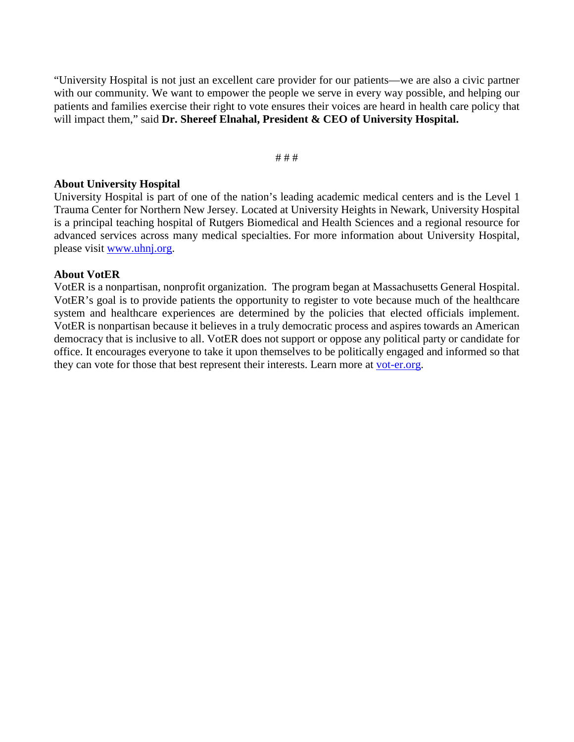"University Hospital is not just an excellent care provider for our patients—we are also a civic partner with our community. We want to empower the people we serve in every way possible, and helping our patients and families exercise their right to vote ensures their voices are heard in health care policy that will impact them," said **Dr. Shereef Elnahal, President & CEO of University Hospital.**

# # #

**About University Hospital**
University Hospital is part of one of the nation's leading academic medical centers and is the Level 1 Trauma Center for Northern New Jersey. Located at University Heights in Newark, University Hospital is a principal teaching hospital of Rutgers Biomedical and Health Sciences and a regional resource for advanced services across many medical specialties. For more information about University Hospital, please visit [www.uhnj.org](http://www.uhnj.org).

**About VotER**
VotER is a nonpartisan, nonprofit organization. The program began at Massachusetts General Hospital. VotER's goal is to provide patients the opportunity to register to vote because much of the healthcare system and healthcare experiences are determined by the policies that elected officials implement. VotER is nonpartisan because it believes in a truly democratic process and aspires towards an American democracy that is inclusive to all. VotER does not support or oppose any political party or candidate for office. It encourages everyone to take it upon themselves to be politically engaged and informed so that they can vote for those that best represent their interests. Learn more at [vot-er.org](https://vot-er.org).